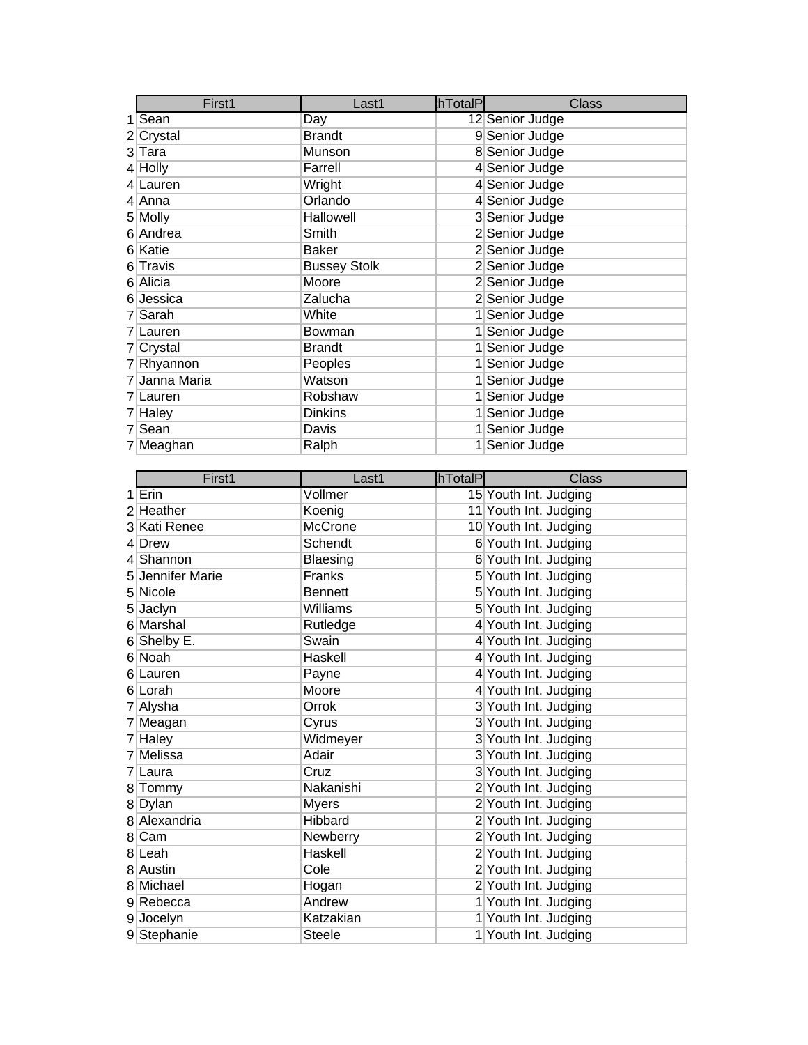| | First1 | Last1 | thTotalP | Class |
|---|---|---|---|---|
| 1 | Sean | Day | 12 | Senior Judge |
| 2 | Crystal | Brandt | 9 | Senior Judge |
| 3 | Tara | Munson | 8 | Senior Judge |
| 4 | Holly | Farrell | 4 | Senior Judge |
| 4 | Lauren | Wright | 4 | Senior Judge |
| 4 | Anna | Orlando | 4 | Senior Judge |
| 5 | Molly | Hallowell | 3 | Senior Judge |
| 6 | Andrea | Smith | 2 | Senior Judge |
| 6 | Katie | Baker | 2 | Senior Judge |
| 6 | Travis | Bussey Stolk | 2 | Senior Judge |
| 6 | Alicia | Moore | 2 | Senior Judge |
| 6 | Jessica | Zalucha | 2 | Senior Judge |
| 7 | Sarah | White | 1 | Senior Judge |
| 7 | Lauren | Bowman | 1 | Senior Judge |
| 7 | Crystal | Brandt | 1 | Senior Judge |
| 7 | Rhyannon | Peoples | 1 | Senior Judge |
| 7 | Janna Maria | Watson | 1 | Senior Judge |
| 7 | Lauren | Robshaw | 1 | Senior Judge |
| 7 | Haley | Dinkins | 1 | Senior Judge |
| 7 | Sean | Davis | 1 | Senior Judge |
| 7 | Meaghan | Ralph | 1 | Senior Judge |

| | First1 | Last1 | thTotalP | Class |
|---|---|---|---|---|
| 1 | Erin | Vollmer | 15 | Youth Int. Judging |
| 2 | Heather | Koenig | 11 | Youth Int. Judging |
| 3 | Kati Renee | McCrone | 10 | Youth Int. Judging |
| 4 | Drew | Schendt | 6 | Youth Int. Judging |
| 4 | Shannon | Blaesing | 6 | Youth Int. Judging |
| 5 | Jennifer Marie | Franks | 5 | Youth Int. Judging |
| 5 | Nicole | Bennett | 5 | Youth Int. Judging |
| 5 | Jaclyn | Williams | 5 | Youth Int. Judging |
| 6 | Marshal | Rutledge | 4 | Youth Int. Judging |
| 6 | Shelby E. | Swain | 4 | Youth Int. Judging |
| 6 | Noah | Haskell | 4 | Youth Int. Judging |
| 6 | Lauren | Payne | 4 | Youth Int. Judging |
| 6 | Lorah | Moore | 4 | Youth Int. Judging |
| 7 | Alysha | Orrok | 3 | Youth Int. Judging |
| 7 | Meagan | Cyrus | 3 | Youth Int. Judging |
| 7 | Haley | Widmeyer | 3 | Youth Int. Judging |
| 7 | Melissa | Adair | 3 | Youth Int. Judging |
| 7 | Laura | Cruz | 3 | Youth Int. Judging |
| 8 | Tommy | Nakanishi | 2 | Youth Int. Judging |
| 8 | Dylan | Myers | 2 | Youth Int. Judging |
| 8 | Alexandria | Hibbard | 2 | Youth Int. Judging |
| 8 | Cam | Newberry | 2 | Youth Int. Judging |
| 8 | Leah | Haskell | 2 | Youth Int. Judging |
| 8 | Austin | Cole | 2 | Youth Int. Judging |
| 8 | Michael | Hogan | 2 | Youth Int. Judging |
| 9 | Rebecca | Andrew | 1 | Youth Int. Judging |
| 9 | Jocelyn | Katzakian | 1 | Youth Int. Judging |
| 9 | Stephanie | Steele | 1 | Youth Int. Judging |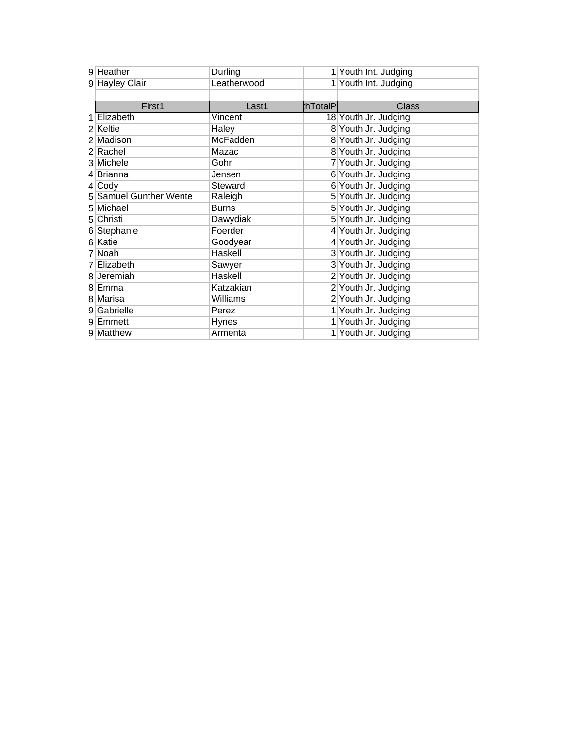| | | | | |
|---|---|---|---|---|
| 9 | Heather | Durling | 1 | Youth Int. Judging |
| 9 | Hayley Clair | Leatherwood | 1 | Youth Int. Judging |

| | First1 | Last1 | hTotalP | Class |
|---|---|---|---|---|
| 1 | Elizabeth | Vincent | 18 | Youth Jr. Judging |
| 2 | Keltie | Haley | 8 | Youth Jr. Judging |
| 2 | Madison | McFadden | 8 | Youth Jr. Judging |
| 2 | Rachel | Mazac | 8 | Youth Jr. Judging |
| 3 | Michele | Gohr | 7 | Youth Jr. Judging |
| 4 | Brianna | Jensen | 6 | Youth Jr. Judging |
| 4 | Cody | Steward | 6 | Youth Jr. Judging |
| 5 | Samuel Gunther Wente | Raleigh | 5 | Youth Jr. Judging |
| 5 | Michael | Burns | 5 | Youth Jr. Judging |
| 5 | Christi | Dawydiak | 5 | Youth Jr. Judging |
| 6 | Stephanie | Foerder | 4 | Youth Jr. Judging |
| 6 | Katie | Goodyear | 4 | Youth Jr. Judging |
| 7 | Noah | Haskell | 3 | Youth Jr. Judging |
| 7 | Elizabeth | Sawyer | 3 | Youth Jr. Judging |
| 8 | Jeremiah | Haskell | 2 | Youth Jr. Judging |
| 8 | Emma | Katzakian | 2 | Youth Jr. Judging |
| 8 | Marisa | Williams | 2 | Youth Jr. Judging |
| 9 | Gabrielle | Perez | 1 | Youth Jr. Judging |
| 9 | Emmett | Hynes | 1 | Youth Jr. Judging |
| 9 | Matthew | Armenta | 1 | Youth Jr. Judging |